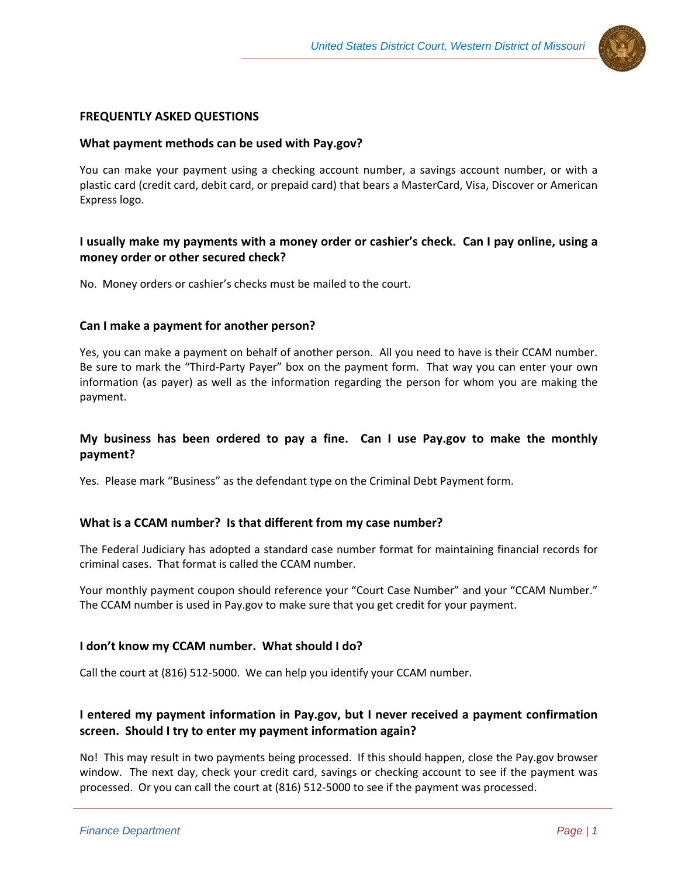## FREQUENTLY ASKED QUESTIONS

### What payment methods can be used with Pay.gov?

You can make your payment using a checking account number, a savings account number, or with a plastic card (credit card, debit card, or prepaid card) that bears a MasterCard, Visa, Discover or American Express logo.

### I usually make my payments with a money order or cashier's check. Can I pay online, using a money order or other secured check?

No. Money orders or cashier's checks must be mailed to the court.

### Can I make a payment for another person?

Yes, you can make a payment on behalf of another person. All you need to have is their CCAM number. Be sure to mark the "Third-Party Payer" box on the payment form. That way you can enter your own information (as payer) as well as the information regarding the person for whom you are making the payment.

### My business has been ordered to pay a fine. Can I use Pay.gov to make the monthly payment?

Yes. Please mark "Business" as the defendant type on the Criminal Debt Payment form.

### What is a CCAM number? Is that different from my case number?

The Federal Judiciary has adopted a standard case number format for maintaining financial records for criminal cases. That format is called the CCAM number.

Your monthly payment coupon should reference your "Court Case Number" and your "CCAM Number." The CCAM number is used in Pay.gov to make sure that you get credit for your payment.

### I don't know my CCAM number. What should I do?

Call the court at (816) 512-5000. We can help you identify your CCAM number.

### I entered my payment information in Pay.gov, but I never received a payment confirmation screen. Should I try to enter my payment information again?

No! This may result in two payments being processed. If this should happen, close the Pay.gov browser window. The next day, check your credit card, savings or checking account to see if the payment was processed. Or you can call the court at (816) 512-5000 to see if the payment was processed.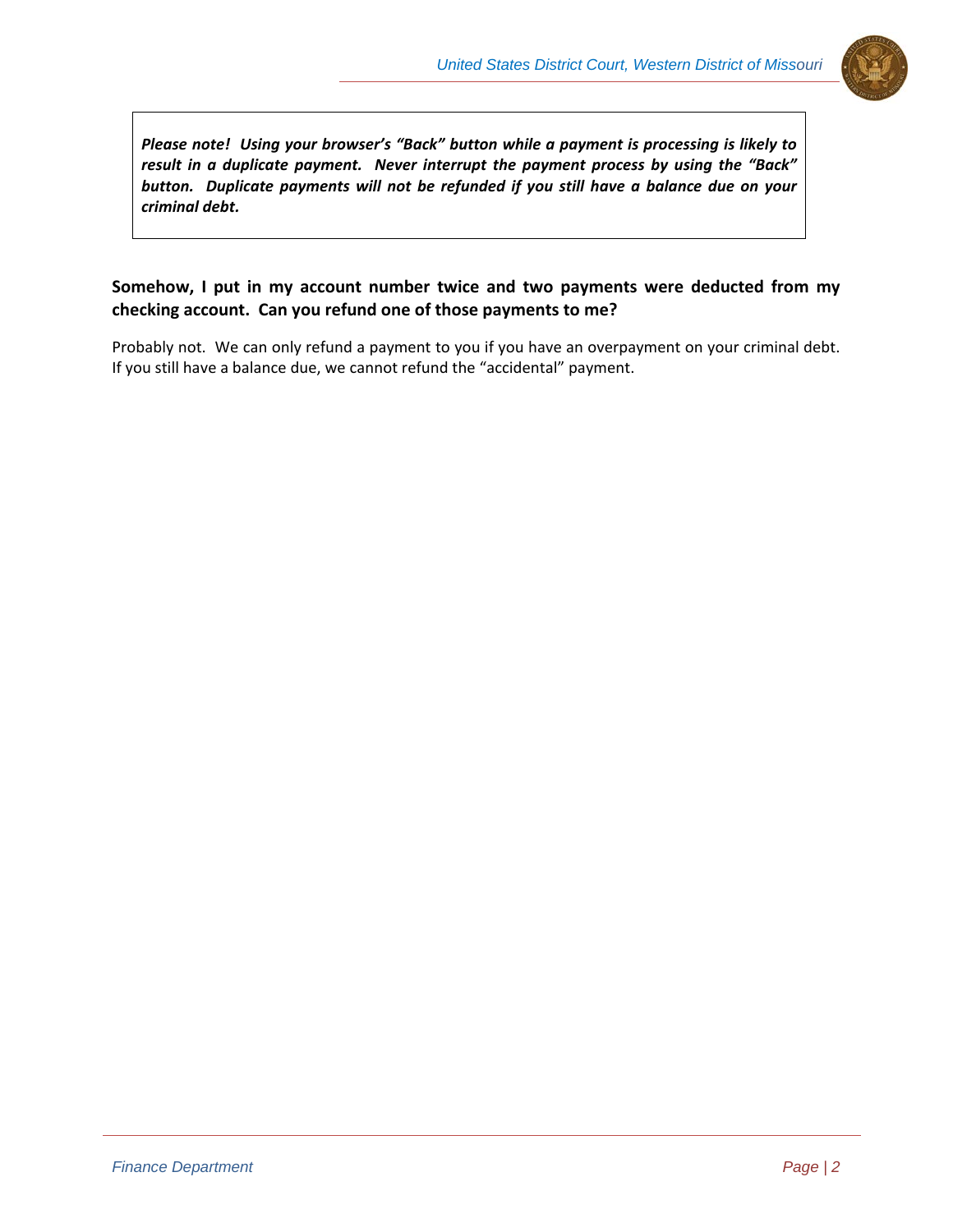***Please note! Using your browser's "Back" button while a payment is processing is likely to result in a duplicate payment. Never interrupt the payment process by using the "Back" button. Duplicate payments will not be refunded if you still have a balance due on your criminal debt.***

**Somehow, I put in my account number twice and two payments were deducted from my checking account. Can you refund one of those payments to me?**

Probably not. We can only refund a payment to you if you have an overpayment on your criminal debt. If you still have a balance due, we cannot refund the "accidental" payment.